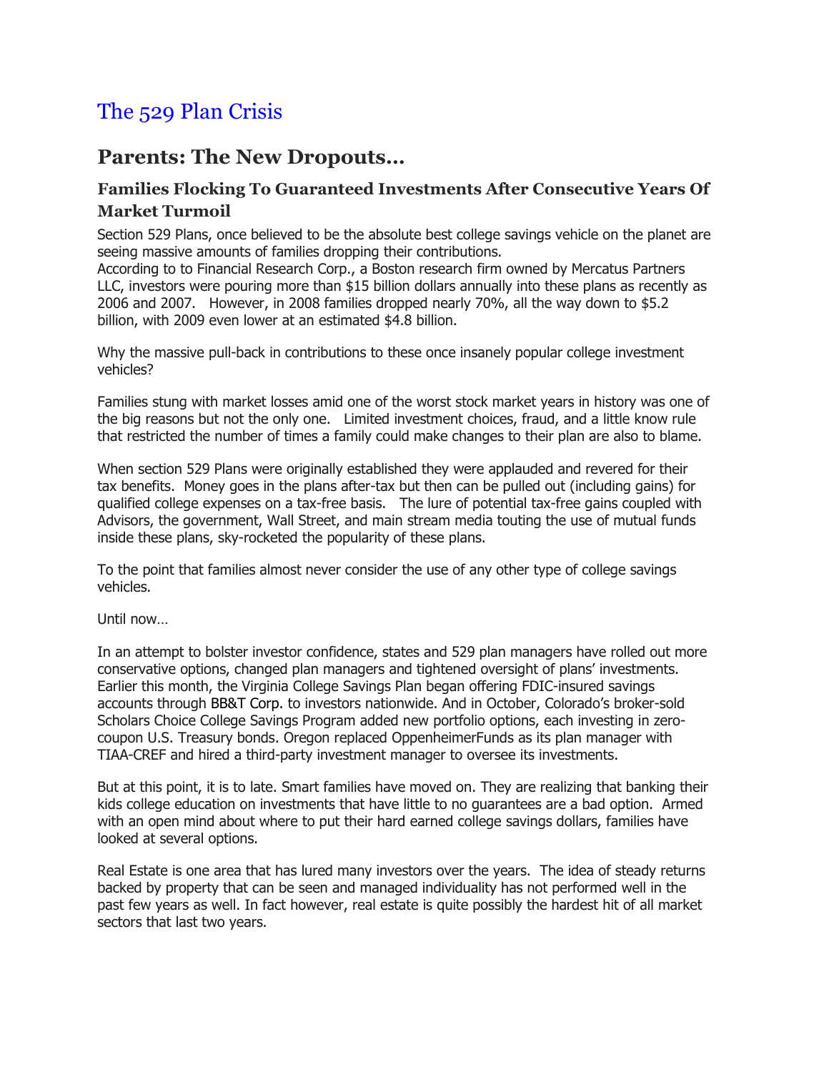# The 529 Plan Crisis

## Parents: The New Dropouts…

### Families Flocking To Guaranteed Investments After Consecutive Years Of Market Turmoil

Section 529 Plans, once believed to be the absolute best college savings vehicle on the planet are seeing massive amounts of families dropping their contributions.
According to to Financial Research Corp., a Boston research firm owned by Mercatus Partners LLC, investors were pouring more than $15 billion dollars annually into these plans as recently as 2006 and 2007. However, in 2008 families dropped nearly 70%, all the way down to $5.2 billion, with 2009 even lower at an estimated $4.8 billion.

Why the massive pull-back in contributions to these once insanely popular college investment vehicles?

Families stung with market losses amid one of the worst stock market years in history was one of the big reasons but not the only one. Limited investment choices, fraud, and a little know rule that restricted the number of times a family could make changes to their plan are also to blame.

When section 529 Plans were originally established they were applauded and revered for their tax benefits. Money goes in the plans after-tax but then can be pulled out (including gains) for qualified college expenses on a tax-free basis. The lure of potential tax-free gains coupled with Advisors, the government, Wall Street, and main stream media touting the use of mutual funds inside these plans, sky-rocketed the popularity of these plans.

To the point that families almost never consider the use of any other type of college savings vehicles.

Until now…

In an attempt to bolster investor confidence, states and 529 plan managers have rolled out more conservative options, changed plan managers and tightened oversight of plans' investments. Earlier this month, the Virginia College Savings Plan began offering FDIC-insured savings accounts through BB&T Corp. to investors nationwide. And in October, Colorado's broker-sold Scholars Choice College Savings Program added new portfolio options, each investing in zero-coupon U.S. Treasury bonds. Oregon replaced OppenheimerFunds as its plan manager with TIAA-CREF and hired a third-party investment manager to oversee its investments.

But at this point, it is to late. Smart families have moved on. They are realizing that banking their kids college education on investments that have little to no guarantees are a bad option. Armed with an open mind about where to put their hard earned college savings dollars, families have looked at several options.

Real Estate is one area that has lured many investors over the years. The idea of steady returns backed by property that can be seen and managed individuality has not performed well in the past few years as well. In fact however, real estate is quite possibly the hardest hit of all market sectors that last two years.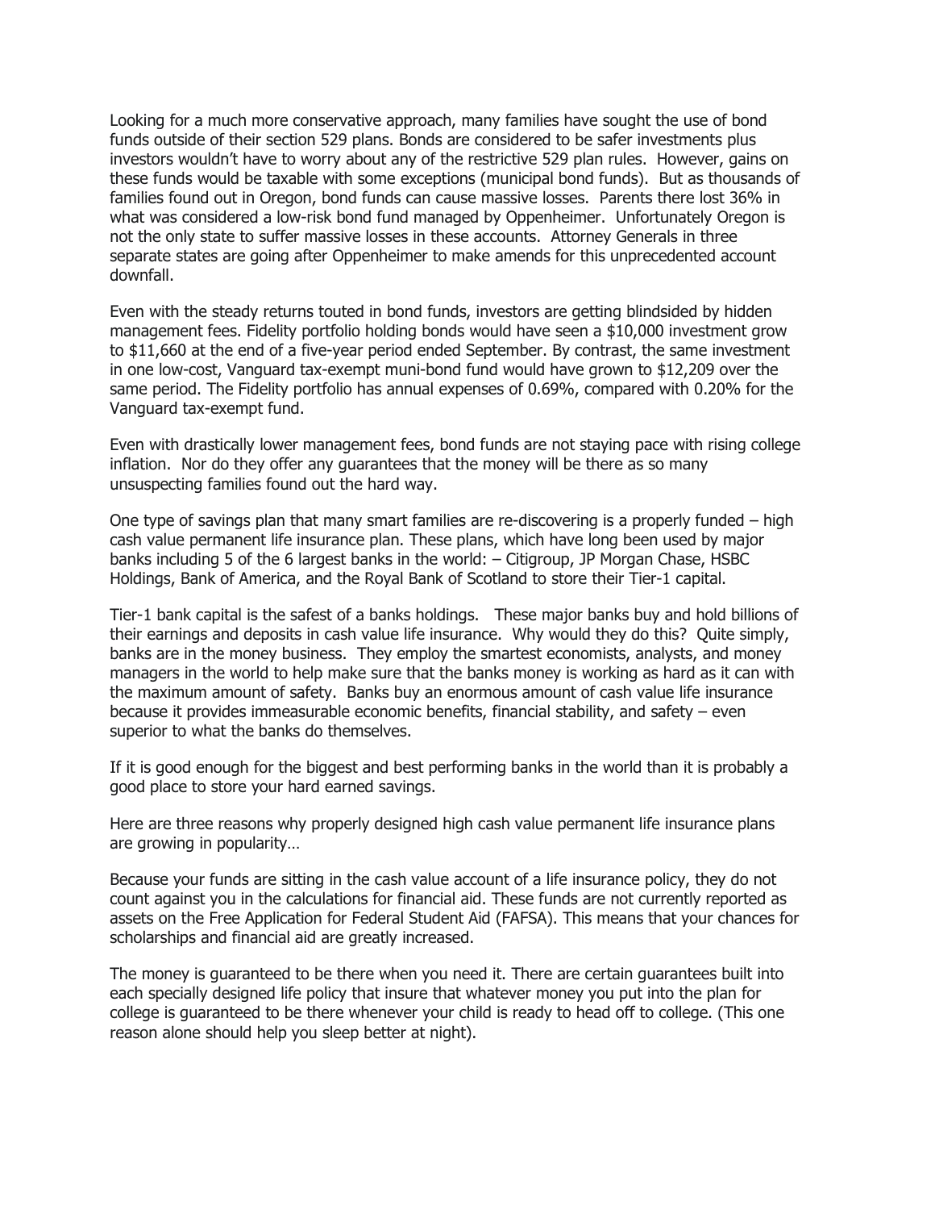Looking for a much more conservative approach, many families have sought the use of bond funds outside of their section 529 plans. Bonds are considered to be safer investments plus investors wouldn't have to worry about any of the restrictive 529 plan rules. However, gains on these funds would be taxable with some exceptions (municipal bond funds). But as thousands of families found out in Oregon, bond funds can cause massive losses. Parents there lost 36% in what was considered a low-risk bond fund managed by Oppenheimer. Unfortunately Oregon is not the only state to suffer massive losses in these accounts. Attorney Generals in three separate states are going after Oppenheimer to make amends for this unprecedented account downfall.

Even with the steady returns touted in bond funds, investors are getting blindsided by hidden management fees. Fidelity portfolio holding bonds would have seen a $10,000 investment grow to $11,660 at the end of a five-year period ended September. By contrast, the same investment in one low-cost, Vanguard tax-exempt muni-bond fund would have grown to $12,209 over the same period. The Fidelity portfolio has annual expenses of 0.69%, compared with 0.20% for the Vanguard tax-exempt fund.

Even with drastically lower management fees, bond funds are not staying pace with rising college inflation. Nor do they offer any guarantees that the money will be there as so many unsuspecting families found out the hard way.

One type of savings plan that many smart families are re-discovering is a properly funded – high cash value permanent life insurance plan. These plans, which have long been used by major banks including 5 of the 6 largest banks in the world: – Citigroup, JP Morgan Chase, HSBC Holdings, Bank of America, and the Royal Bank of Scotland to store their Tier-1 capital.

Tier-1 bank capital is the safest of a banks holdings. These major banks buy and hold billions of their earnings and deposits in cash value life insurance. Why would they do this? Quite simply, banks are in the money business. They employ the smartest economists, analysts, and money managers in the world to help make sure that the banks money is working as hard as it can with the maximum amount of safety. Banks buy an enormous amount of cash value life insurance because it provides immeasurable economic benefits, financial stability, and safety – even superior to what the banks do themselves.

If it is good enough for the biggest and best performing banks in the world than it is probably a good place to store your hard earned savings.

Here are three reasons why properly designed high cash value permanent life insurance plans are growing in popularity…

Because your funds are sitting in the cash value account of a life insurance policy, they do not count against you in the calculations for financial aid. These funds are not currently reported as assets on the Free Application for Federal Student Aid (FAFSA). This means that your chances for scholarships and financial aid are greatly increased.

The money is guaranteed to be there when you need it. There are certain guarantees built into each specially designed life policy that insure that whatever money you put into the plan for college is guaranteed to be there whenever your child is ready to head off to college. (This one reason alone should help you sleep better at night).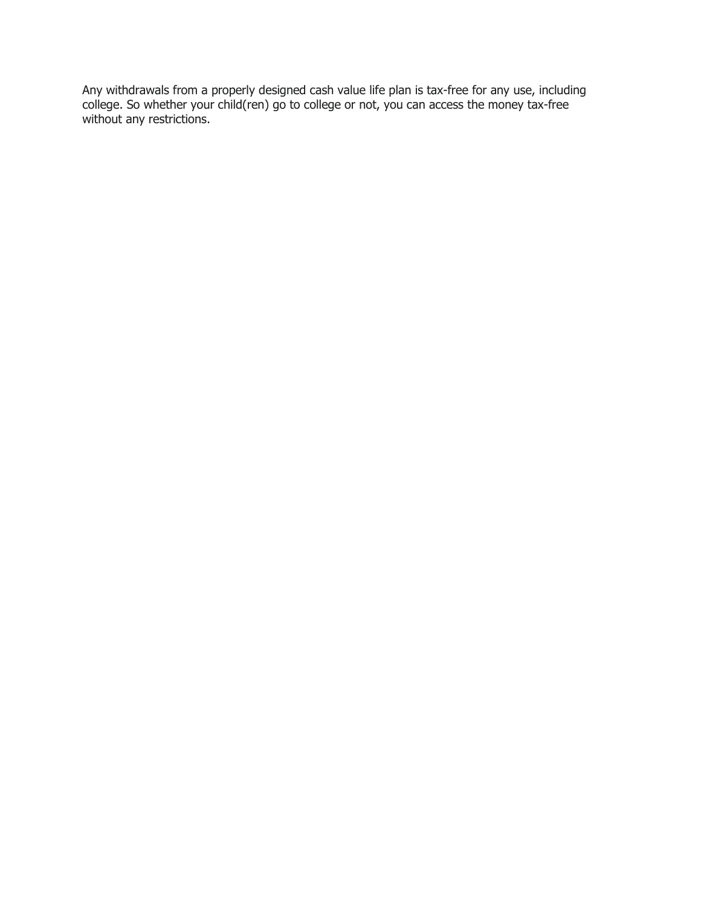Any withdrawals from a properly designed cash value life plan is tax-free for any use, including college. So whether your child(ren) go to college or not, you can access the money tax-free without any restrictions.